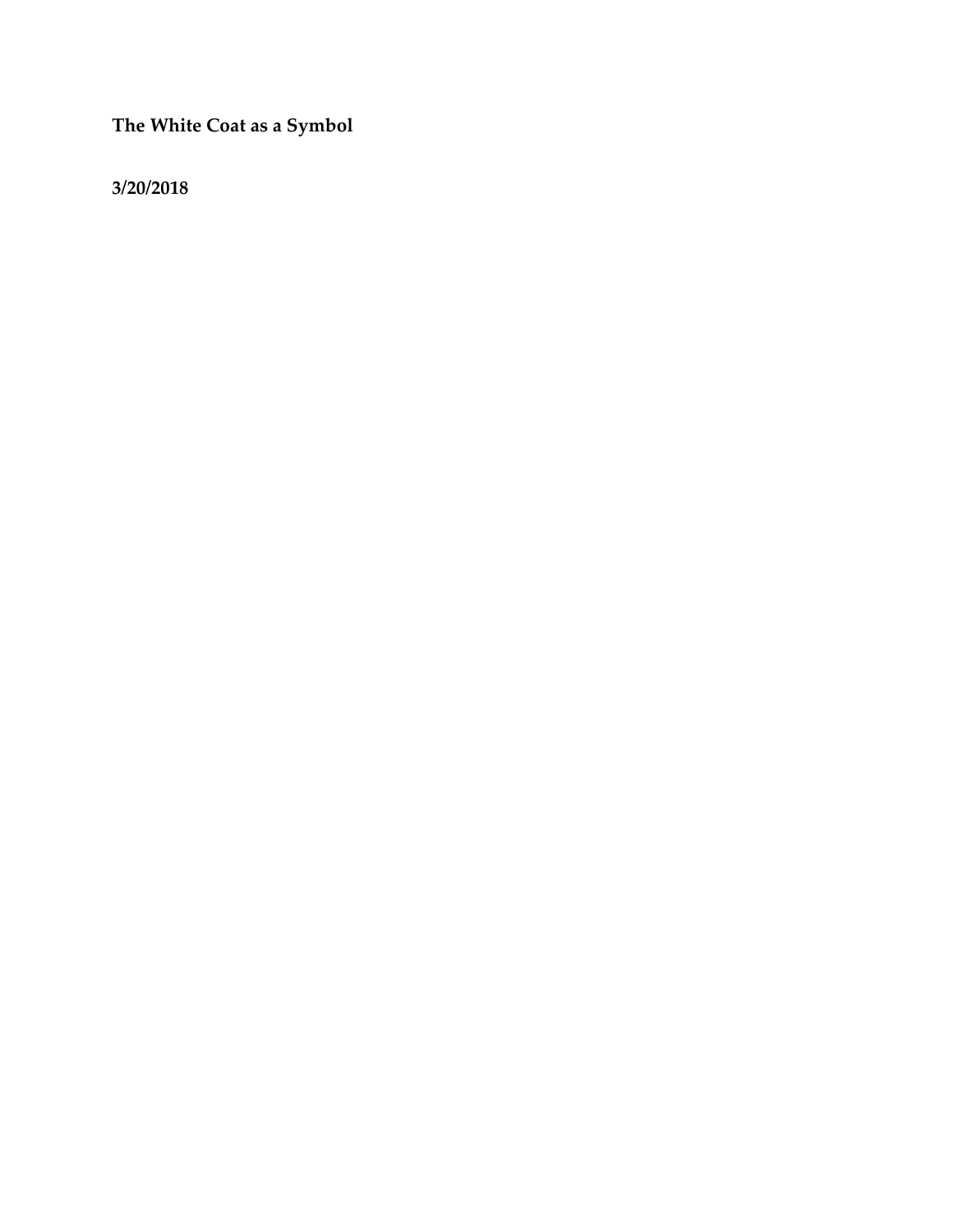**The White Coat as a Symbol**

**3/20/2018**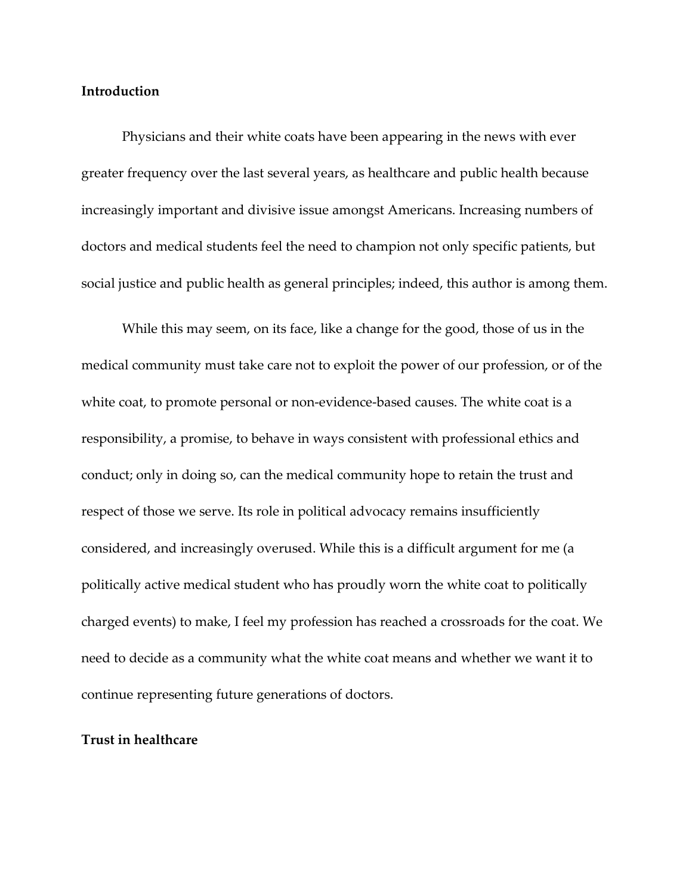**Introduction**

Physicians and their white coats have been appearing in the news with ever greater frequency over the last several years, as healthcare and public health because increasingly important and divisive issue amongst Americans. Increasing numbers of doctors and medical students feel the need to champion not only specific patients, but social justice and public health as general principles; indeed, this author is among them.

While this may seem, on its face, like a change for the good, those of us in the medical community must take care not to exploit the power of our profession, or of the white coat, to promote personal or non-evidence-based causes. The white coat is a responsibility, a promise, to behave in ways consistent with professional ethics and conduct; only in doing so, can the medical community hope to retain the trust and respect of those we serve. Its role in political advocacy remains insufficiently considered, and increasingly overused. While this is a difficult argument for me (a politically active medical student who has proudly worn the white coat to politically charged events) to make, I feel my profession has reached a crossroads for the coat. We need to decide as a community what the white coat means and whether we want it to continue representing future generations of doctors.

**Trust in healthcare**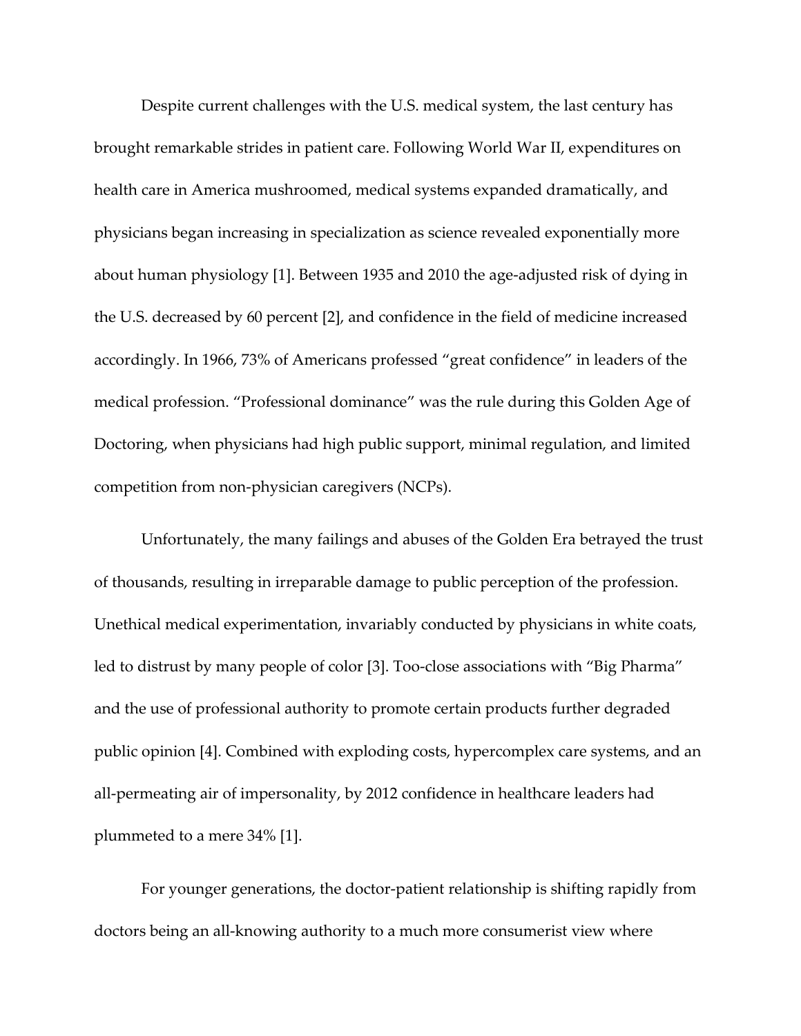Despite current challenges with the U.S. medical system, the last century has brought remarkable strides in patient care. Following World War II, expenditures on health care in America mushroomed, medical systems expanded dramatically, and physicians began increasing in specialization as science revealed exponentially more about human physiology [1]. Between 1935 and 2010 the age-adjusted risk of dying in the U.S. decreased by 60 percent [2], and confidence in the field of medicine increased accordingly. In 1966, 73% of Americans professed "great confidence" in leaders of the medical profession. "Professional dominance" was the rule during this Golden Age of Doctoring, when physicians had high public support, minimal regulation, and limited competition from non-physician caregivers (NCPs).

Unfortunately, the many failings and abuses of the Golden Era betrayed the trust of thousands, resulting in irreparable damage to public perception of the profession. Unethical medical experimentation, invariably conducted by physicians in white coats, led to distrust by many people of color [3]. Too-close associations with "Big Pharma" and the use of professional authority to promote certain products further degraded public opinion [4]. Combined with exploding costs, hypercomplex care systems, and an all-permeating air of impersonality, by 2012 confidence in healthcare leaders had plummeted to a mere 34% [1].

For younger generations, the doctor-patient relationship is shifting rapidly from doctors being an all-knowing authority to a much more consumerist view where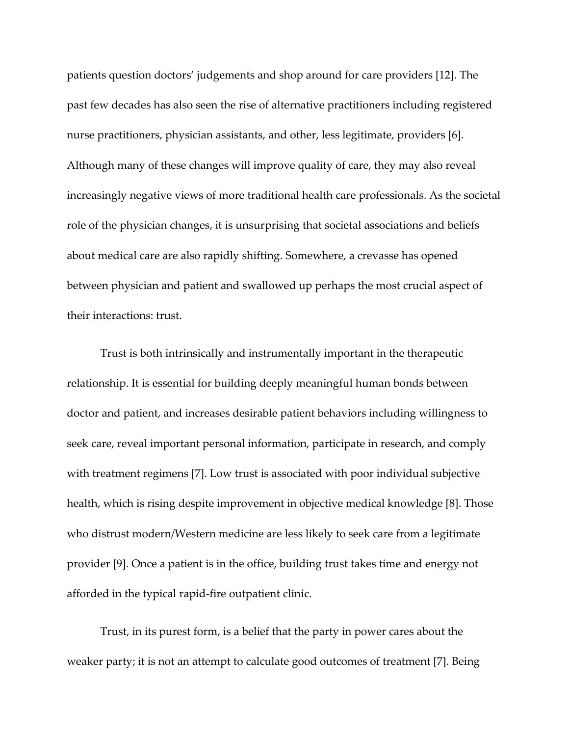patients question doctors' judgements and shop around for care providers [12]. The past few decades has also seen the rise of alternative practitioners including registered nurse practitioners, physician assistants, and other, less legitimate, providers [6]. Although many of these changes will improve quality of care, they may also reveal increasingly negative views of more traditional health care professionals. As the societal role of the physician changes, it is unsurprising that societal associations and beliefs about medical care are also rapidly shifting. Somewhere, a crevasse has opened between physician and patient and swallowed up perhaps the most crucial aspect of their interactions: trust.

Trust is both intrinsically and instrumentally important in the therapeutic relationship. It is essential for building deeply meaningful human bonds between doctor and patient, and increases desirable patient behaviors including willingness to seek care, reveal important personal information, participate in research, and comply with treatment regimens [7]. Low trust is associated with poor individual subjective health, which is rising despite improvement in objective medical knowledge [8]. Those who distrust modern/Western medicine are less likely to seek care from a legitimate provider [9]. Once a patient is in the office, building trust takes time and energy not afforded in the typical rapid-fire outpatient clinic.

Trust, in its purest form, is a belief that the party in power cares about the weaker party; it is not an attempt to calculate good outcomes of treatment [7]. Being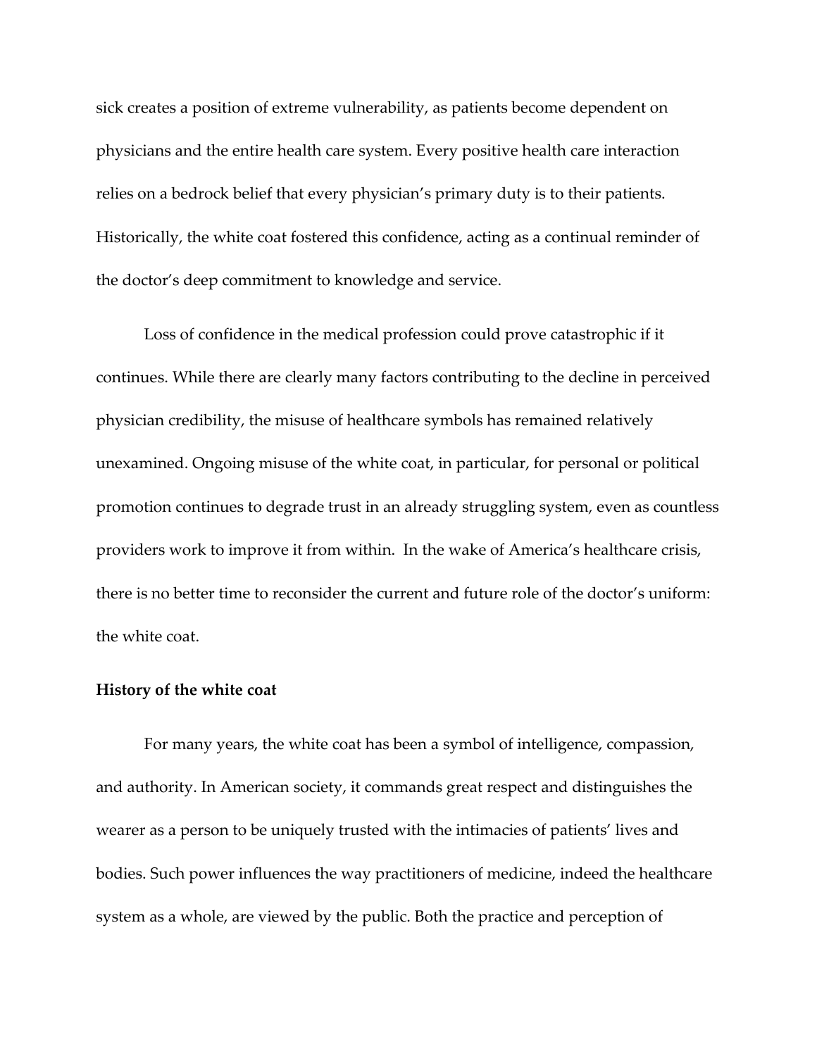sick creates a position of extreme vulnerability, as patients become dependent on physicians and the entire health care system. Every positive health care interaction relies on a bedrock belief that every physician's primary duty is to their patients. Historically, the white coat fostered this confidence, acting as a continual reminder of the doctor's deep commitment to knowledge and service.

Loss of confidence in the medical profession could prove catastrophic if it continues. While there are clearly many factors contributing to the decline in perceived physician credibility, the misuse of healthcare symbols has remained relatively unexamined. Ongoing misuse of the white coat, in particular, for personal or political promotion continues to degrade trust in an already struggling system, even as countless providers work to improve it from within. In the wake of America's healthcare crisis, there is no better time to reconsider the current and future role of the doctor's uniform: the white coat.

**History of the white coat**

For many years, the white coat has been a symbol of intelligence, compassion, and authority. In American society, it commands great respect and distinguishes the wearer as a person to be uniquely trusted with the intimacies of patients' lives and bodies. Such power influences the way practitioners of medicine, indeed the healthcare system as a whole, are viewed by the public. Both the practice and perception of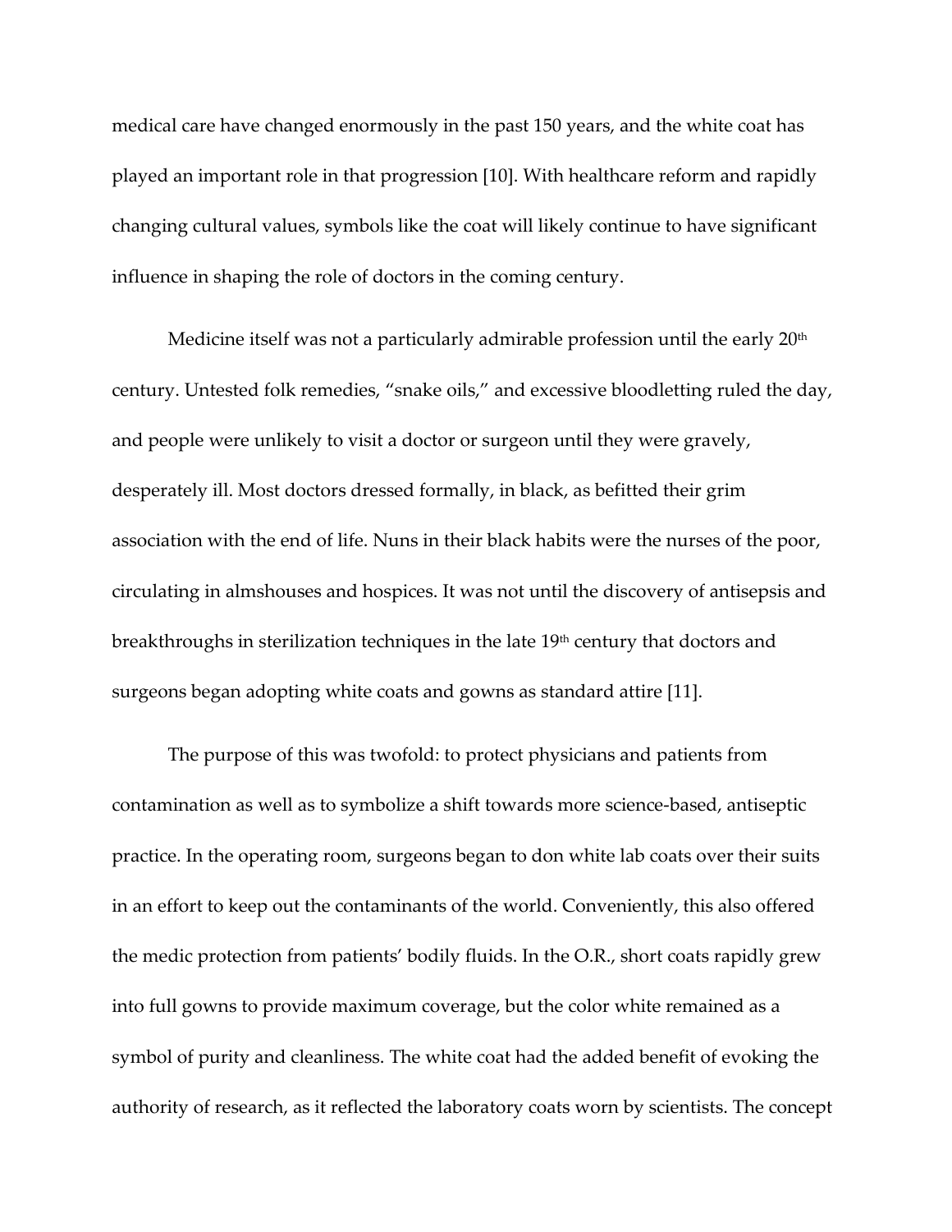medical care have changed enormously in the past 150 years, and the white coat has played an important role in that progression [10]. With healthcare reform and rapidly changing cultural values, symbols like the coat will likely continue to have significant influence in shaping the role of doctors in the coming century.

Medicine itself was not a particularly admirable profession until the early 20th century. Untested folk remedies, "snake oils," and excessive bloodletting ruled the day, and people were unlikely to visit a doctor or surgeon until they were gravely, desperately ill. Most doctors dressed formally, in black, as befitted their grim association with the end of life. Nuns in their black habits were the nurses of the poor, circulating in almshouses and hospices. It was not until the discovery of antisepsis and breakthroughs in sterilization techniques in the late 19th century that doctors and surgeons began adopting white coats and gowns as standard attire [11].

The purpose of this was twofold: to protect physicians and patients from contamination as well as to symbolize a shift towards more science-based, antiseptic practice. In the operating room, surgeons began to don white lab coats over their suits in an effort to keep out the contaminants of the world. Conveniently, this also offered the medic protection from patients' bodily fluids. In the O.R., short coats rapidly grew into full gowns to provide maximum coverage, but the color white remained as a symbol of purity and cleanliness. The white coat had the added benefit of evoking the authority of research, as it reflected the laboratory coats worn by scientists. The concept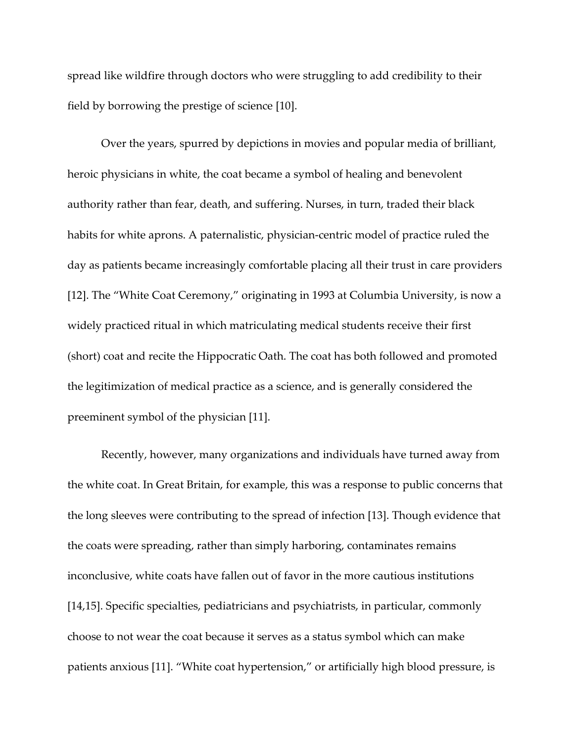spread like wildfire through doctors who were struggling to add credibility to their field by borrowing the prestige of science [10].

Over the years, spurred by depictions in movies and popular media of brilliant, heroic physicians in white, the coat became a symbol of healing and benevolent authority rather than fear, death, and suffering. Nurses, in turn, traded their black habits for white aprons. A paternalistic, physician-centric model of practice ruled the day as patients became increasingly comfortable placing all their trust in care providers [12]. The "White Coat Ceremony," originating in 1993 at Columbia University, is now a widely practiced ritual in which matriculating medical students receive their first (short) coat and recite the Hippocratic Oath. The coat has both followed and promoted the legitimization of medical practice as a science, and is generally considered the preeminent symbol of the physician [11].

Recently, however, many organizations and individuals have turned away from the white coat. In Great Britain, for example, this was a response to public concerns that the long sleeves were contributing to the spread of infection [13]. Though evidence that the coats were spreading, rather than simply harboring, contaminates remains inconclusive, white coats have fallen out of favor in the more cautious institutions [14,15]. Specific specialties, pediatricians and psychiatrists, in particular, commonly choose to not wear the coat because it serves as a status symbol which can make patients anxious [11]. "White coat hypertension," or artificially high blood pressure, is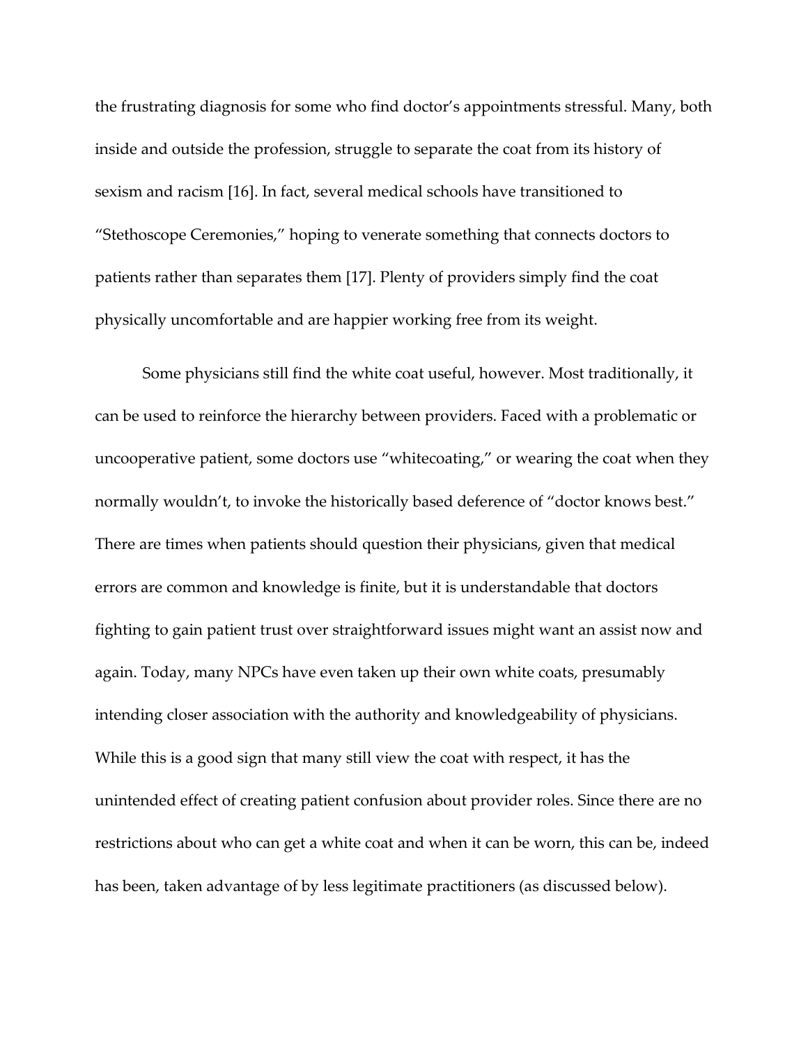the frustrating diagnosis for some who find doctor's appointments stressful. Many, both inside and outside the profession, struggle to separate the coat from its history of sexism and racism [16]. In fact, several medical schools have transitioned to "Stethoscope Ceremonies," hoping to venerate something that connects doctors to patients rather than separates them [17]. Plenty of providers simply find the coat physically uncomfortable and are happier working free from its weight.

Some physicians still find the white coat useful, however. Most traditionally, it can be used to reinforce the hierarchy between providers. Faced with a problematic or uncooperative patient, some doctors use "whitecoating," or wearing the coat when they normally wouldn't, to invoke the historically based deference of "doctor knows best." There are times when patients should question their physicians, given that medical errors are common and knowledge is finite, but it is understandable that doctors fighting to gain patient trust over straightforward issues might want an assist now and again. Today, many NPCs have even taken up their own white coats, presumably intending closer association with the authority and knowledgeability of physicians. While this is a good sign that many still view the coat with respect, it has the unintended effect of creating patient confusion about provider roles. Since there are no restrictions about who can get a white coat and when it can be worn, this can be, indeed has been, taken advantage of by less legitimate practitioners (as discussed below).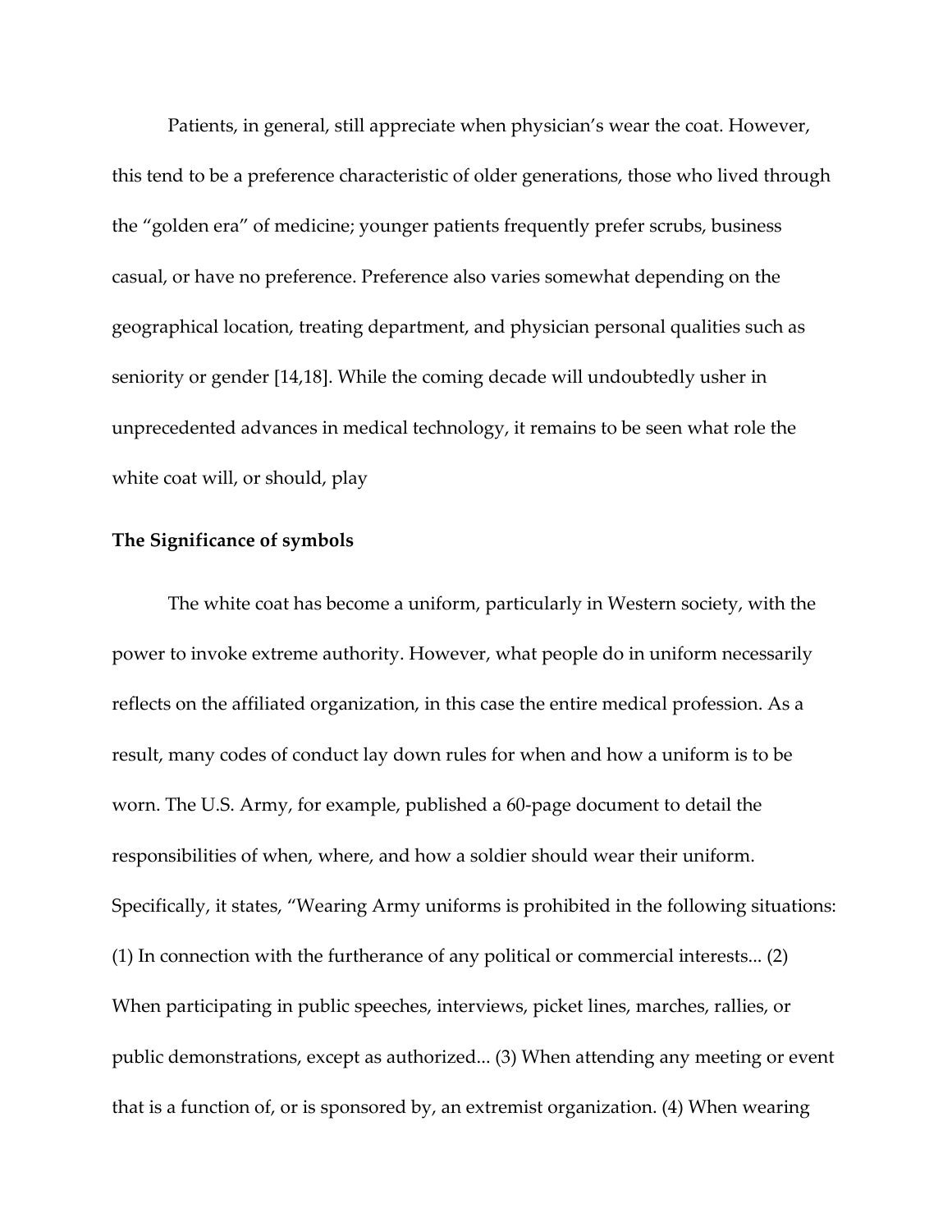Patients, in general, still appreciate when physician's wear the coat. However, this tend to be a preference characteristic of older generations, those who lived through the "golden era" of medicine; younger patients frequently prefer scrubs, business casual, or have no preference. Preference also varies somewhat depending on the geographical location, treating department, and physician personal qualities such as seniority or gender [14,18]. While the coming decade will undoubtedly usher in unprecedented advances in medical technology, it remains to be seen what role the white coat will, or should, play

**The Significance of symbols**

The white coat has become a uniform, particularly in Western society, with the power to invoke extreme authority. However, what people do in uniform necessarily reflects on the affiliated organization, in this case the entire medical profession. As a result, many codes of conduct lay down rules for when and how a uniform is to be worn. The U.S. Army, for example, published a 60-page document to detail the responsibilities of when, where, and how a soldier should wear their uniform. Specifically, it states, "Wearing Army uniforms is prohibited in the following situations: (1) In connection with the furtherance of any political or commercial interests... (2) When participating in public speeches, interviews, picket lines, marches, rallies, or public demonstrations, except as authorized... (3) When attending any meeting or event that is a function of, or is sponsored by, an extremist organization. (4) When wearing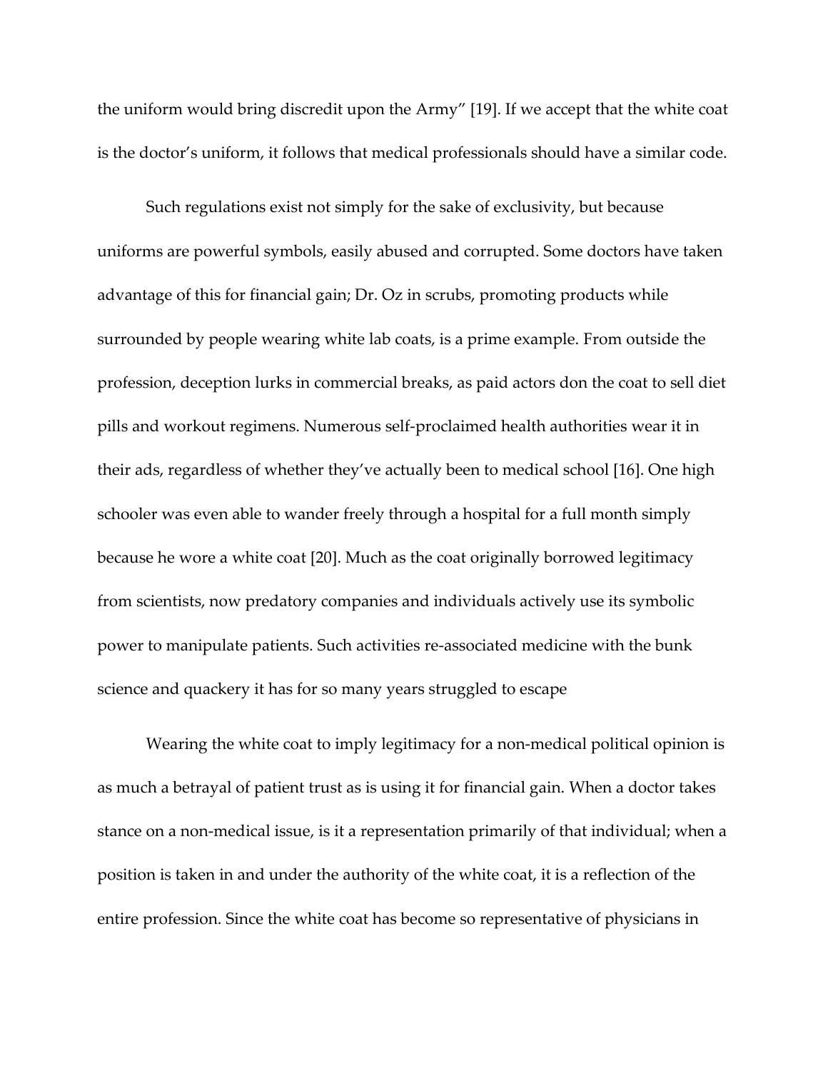the uniform would bring discredit upon the Army" [19]. If we accept that the white coat is the doctor's uniform, it follows that medical professionals should have a similar code.

Such regulations exist not simply for the sake of exclusivity, but because uniforms are powerful symbols, easily abused and corrupted. Some doctors have taken advantage of this for financial gain; Dr. Oz in scrubs, promoting products while surrounded by people wearing white lab coats, is a prime example. From outside the profession, deception lurks in commercial breaks, as paid actors don the coat to sell diet pills and workout regimens. Numerous self-proclaimed health authorities wear it in their ads, regardless of whether they've actually been to medical school [16]. One high schooler was even able to wander freely through a hospital for a full month simply because he wore a white coat [20]. Much as the coat originally borrowed legitimacy from scientists, now predatory companies and individuals actively use its symbolic power to manipulate patients. Such activities re-associated medicine with the bunk science and quackery it has for so many years struggled to escape

Wearing the white coat to imply legitimacy for a non-medical political opinion is as much a betrayal of patient trust as is using it for financial gain. When a doctor takes stance on a non-medical issue, is it a representation primarily of that individual; when a position is taken in and under the authority of the white coat, it is a reflection of the entire profession. Since the white coat has become so representative of physicians in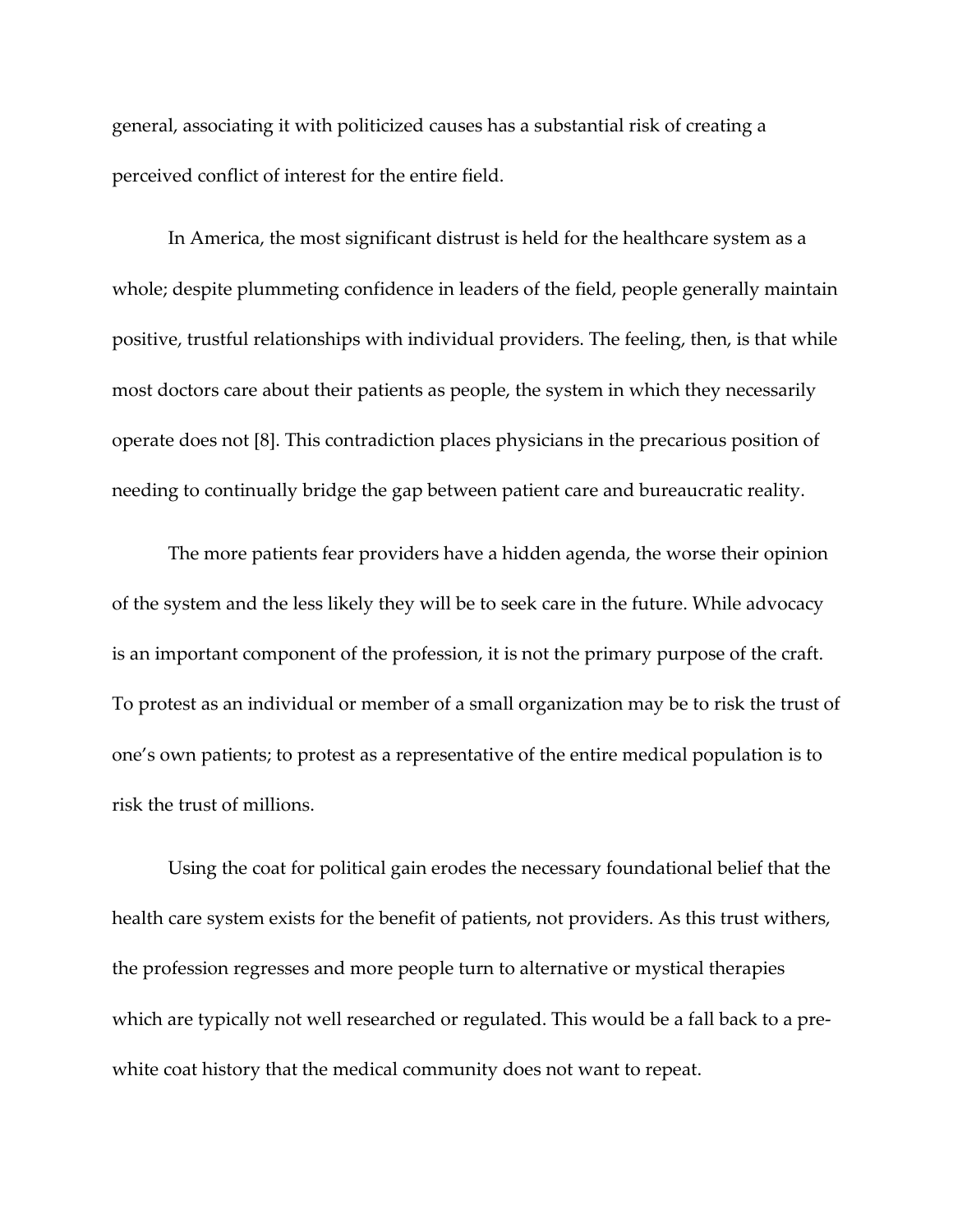general, associating it with politicized causes has a substantial risk of creating a perceived conflict of interest for the entire field.

In America, the most significant distrust is held for the healthcare system as a whole; despite plummeting confidence in leaders of the field, people generally maintain positive, trustful relationships with individual providers. The feeling, then, is that while most doctors care about their patients as people, the system in which they necessarily operate does not [8]. This contradiction places physicians in the precarious position of needing to continually bridge the gap between patient care and bureaucratic reality.

The more patients fear providers have a hidden agenda, the worse their opinion of the system and the less likely they will be to seek care in the future. While advocacy is an important component of the profession, it is not the primary purpose of the craft. To protest as an individual or member of a small organization may be to risk the trust of one's own patients; to protest as a representative of the entire medical population is to risk the trust of millions.

Using the coat for political gain erodes the necessary foundational belief that the health care system exists for the benefit of patients, not providers. As this trust withers, the profession regresses and more people turn to alternative or mystical therapies which are typically not well researched or regulated. This would be a fall back to a pre-white coat history that the medical community does not want to repeat.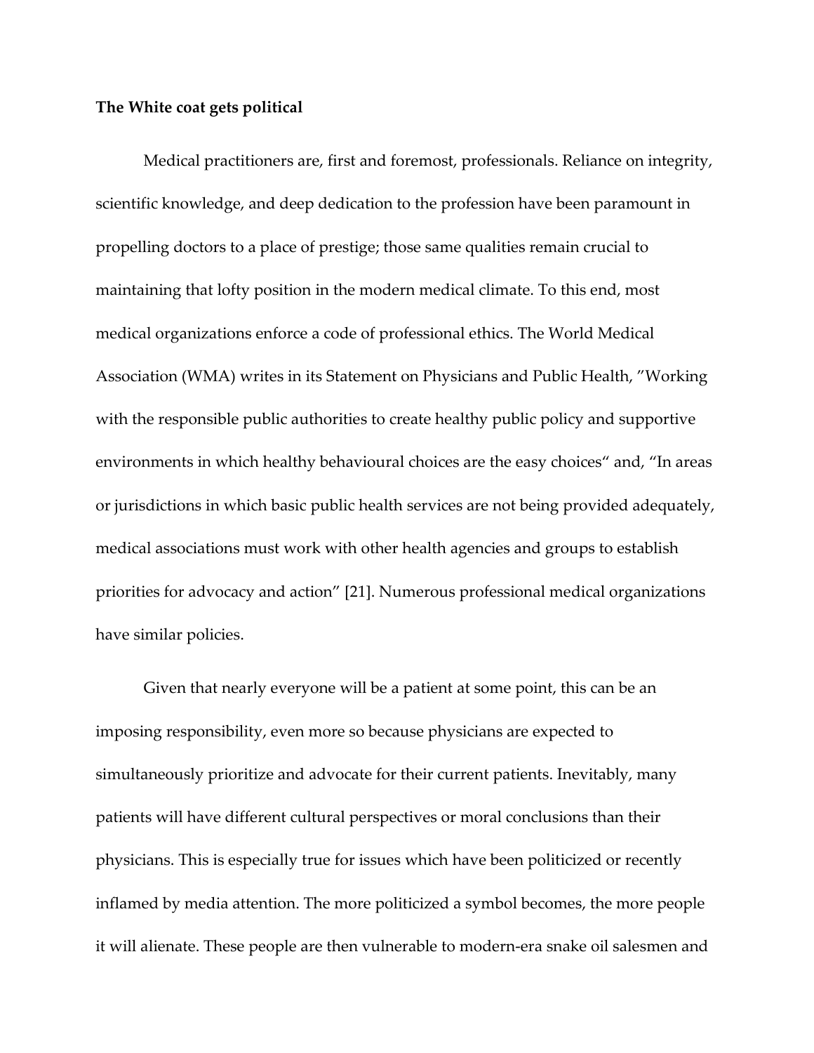**The White coat gets political**

Medical practitioners are, first and foremost, professionals. Reliance on integrity, scientific knowledge, and deep dedication to the profession have been paramount in propelling doctors to a place of prestige; those same qualities remain crucial to maintaining that lofty position in the modern medical climate. To this end, most medical organizations enforce a code of professional ethics. The World Medical Association (WMA) writes in its Statement on Physicians and Public Health, "Working with the responsible public authorities to create healthy public policy and supportive environments in which healthy behavioural choices are the easy choices" and, "In areas or jurisdictions in which basic public health services are not being provided adequately, medical associations must work with other health agencies and groups to establish priorities for advocacy and action" [21]. Numerous professional medical organizations have similar policies.

Given that nearly everyone will be a patient at some point, this can be an imposing responsibility, even more so because physicians are expected to simultaneously prioritize and advocate for their current patients. Inevitably, many patients will have different cultural perspectives or moral conclusions than their physicians. This is especially true for issues which have been politicized or recently inflamed by media attention. The more politicized a symbol becomes, the more people it will alienate. These people are then vulnerable to modern-era snake oil salesmen and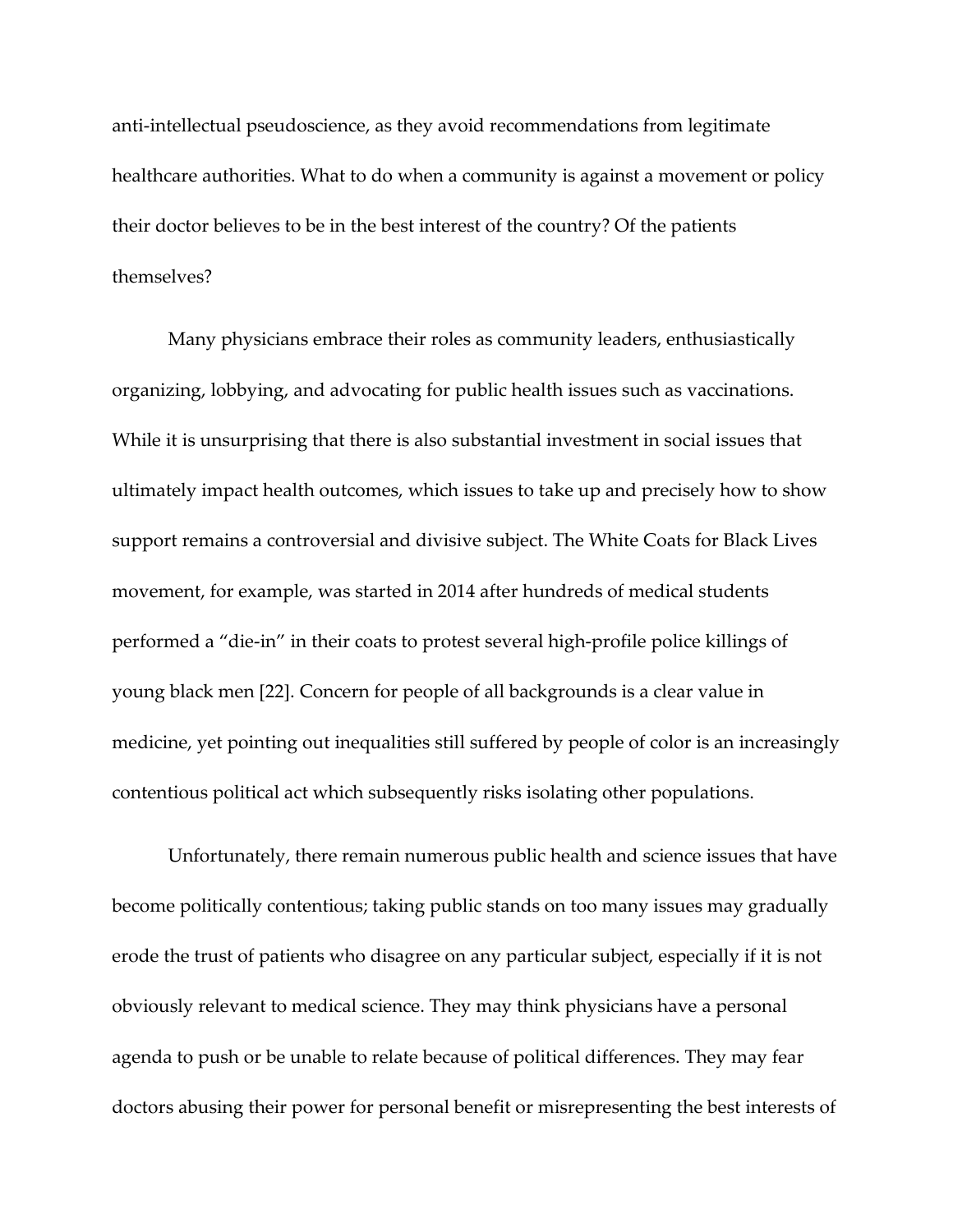anti-intellectual pseudoscience, as they avoid recommendations from legitimate healthcare authorities. What to do when a community is against a movement or policy their doctor believes to be in the best interest of the country? Of the patients themselves?

Many physicians embrace their roles as community leaders, enthusiastically organizing, lobbying, and advocating for public health issues such as vaccinations. While it is unsurprising that there is also substantial investment in social issues that ultimately impact health outcomes, which issues to take up and precisely how to show support remains a controversial and divisive subject. The White Coats for Black Lives movement, for example, was started in 2014 after hundreds of medical students performed a "die-in" in their coats to protest several high-profile police killings of young black men [22]. Concern for people of all backgrounds is a clear value in medicine, yet pointing out inequalities still suffered by people of color is an increasingly contentious political act which subsequently risks isolating other populations.

Unfortunately, there remain numerous public health and science issues that have become politically contentious; taking public stands on too many issues may gradually erode the trust of patients who disagree on any particular subject, especially if it is not obviously relevant to medical science. They may think physicians have a personal agenda to push or be unable to relate because of political differences. They may fear doctors abusing their power for personal benefit or misrepresenting the best interests of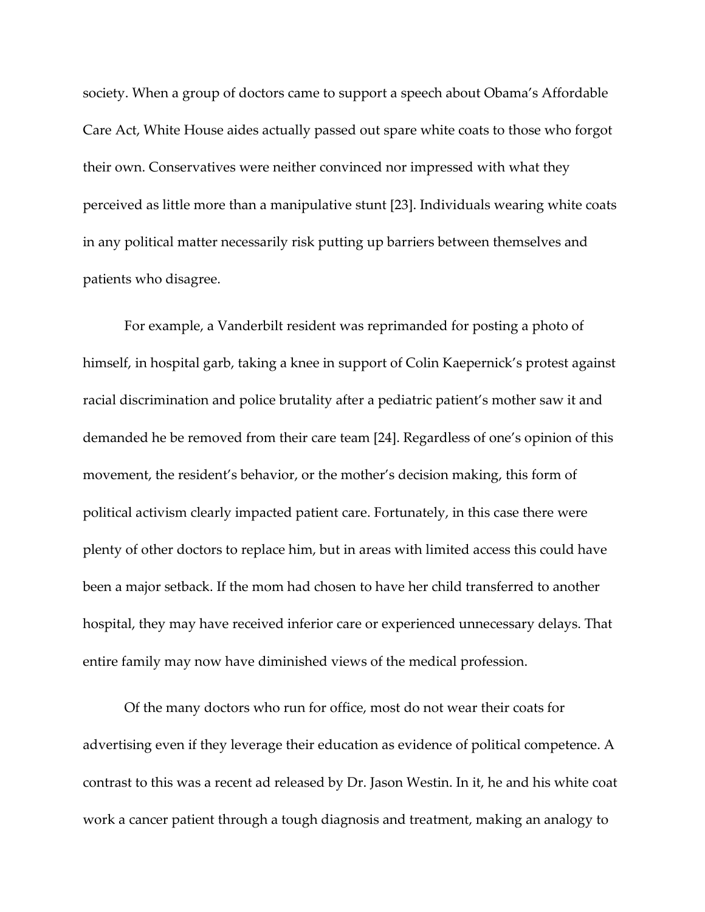society. When a group of doctors came to support a speech about Obama's Affordable Care Act, White House aides actually passed out spare white coats to those who forgot their own. Conservatives were neither convinced nor impressed with what they perceived as little more than a manipulative stunt [23]. Individuals wearing white coats in any political matter necessarily risk putting up barriers between themselves and patients who disagree.

For example, a Vanderbilt resident was reprimanded for posting a photo of himself, in hospital garb, taking a knee in support of Colin Kaepernick's protest against racial discrimination and police brutality after a pediatric patient's mother saw it and demanded he be removed from their care team [24]. Regardless of one's opinion of this movement, the resident's behavior, or the mother's decision making, this form of political activism clearly impacted patient care. Fortunately, in this case there were plenty of other doctors to replace him, but in areas with limited access this could have been a major setback. If the mom had chosen to have her child transferred to another hospital, they may have received inferior care or experienced unnecessary delays. That entire family may now have diminished views of the medical profession.

Of the many doctors who run for office, most do not wear their coats for advertising even if they leverage their education as evidence of political competence. A contrast to this was a recent ad released by Dr. Jason Westin. In it, he and his white coat work a cancer patient through a tough diagnosis and treatment, making an analogy to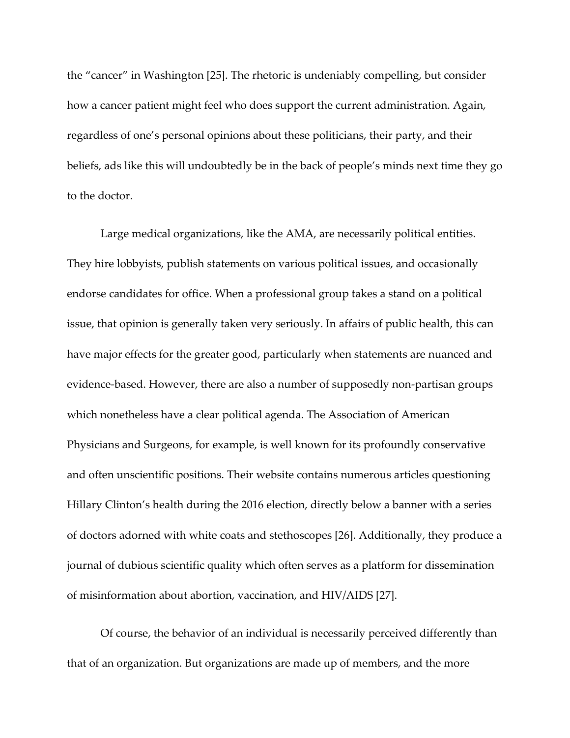the "cancer" in Washington [25]. The rhetoric is undeniably compelling, but consider how a cancer patient might feel who does support the current administration. Again, regardless of one's personal opinions about these politicians, their party, and their beliefs, ads like this will undoubtedly be in the back of people's minds next time they go to the doctor.

Large medical organizations, like the AMA, are necessarily political entities. They hire lobbyists, publish statements on various political issues, and occasionally endorse candidates for office. When a professional group takes a stand on a political issue, that opinion is generally taken very seriously. In affairs of public health, this can have major effects for the greater good, particularly when statements are nuanced and evidence-based. However, there are also a number of supposedly non-partisan groups which nonetheless have a clear political agenda. The Association of American Physicians and Surgeons, for example, is well known for its profoundly conservative and often unscientific positions. Their website contains numerous articles questioning Hillary Clinton's health during the 2016 election, directly below a banner with a series of doctors adorned with white coats and stethoscopes [26]. Additionally, they produce a journal of dubious scientific quality which often serves as a platform for dissemination of misinformation about abortion, vaccination, and HIV/AIDS [27].

Of course, the behavior of an individual is necessarily perceived differently than that of an organization. But organizations are made up of members, and the more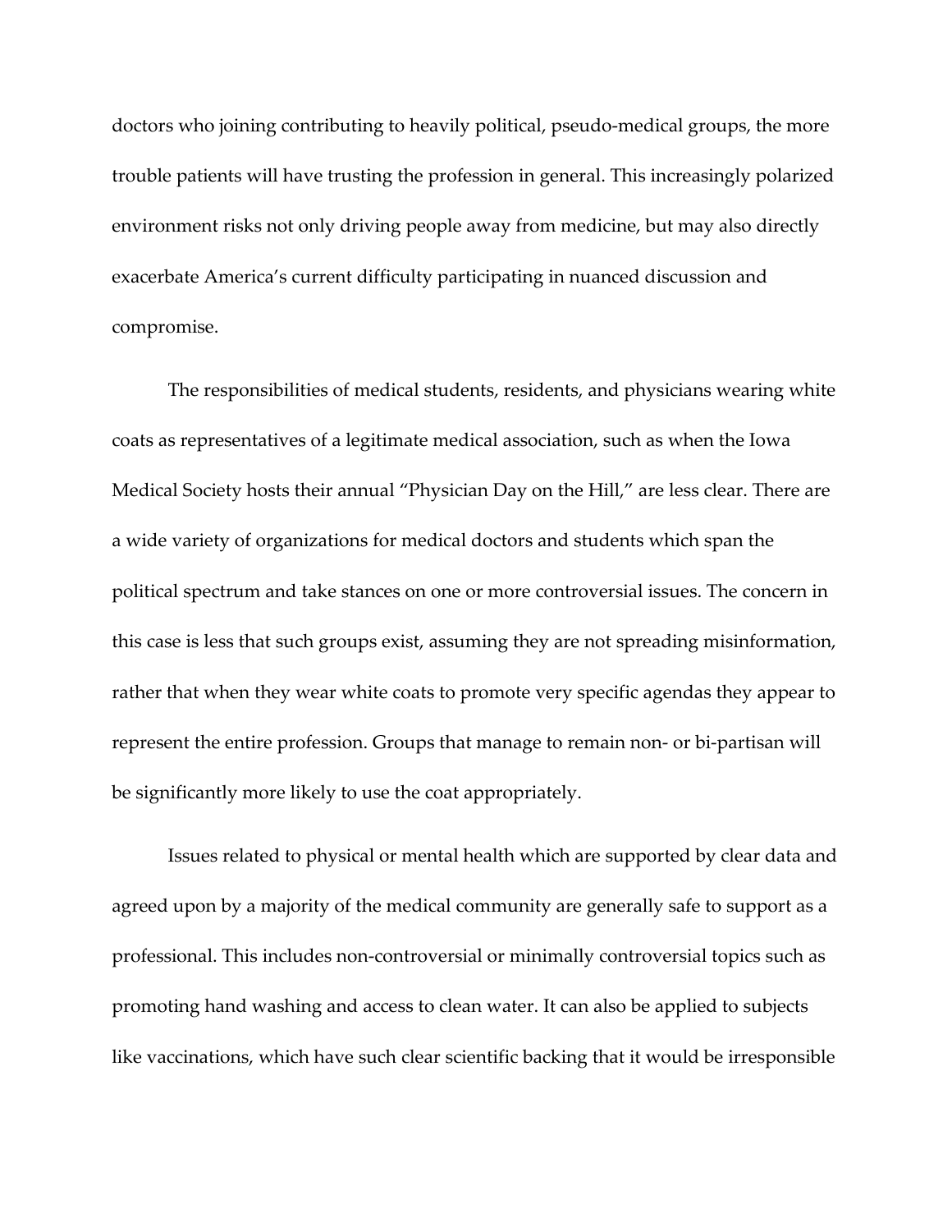doctors who joining contributing to heavily political, pseudo-medical groups, the more trouble patients will have trusting the profession in general. This increasingly polarized environment risks not only driving people away from medicine, but may also directly exacerbate America's current difficulty participating in nuanced discussion and compromise.

The responsibilities of medical students, residents, and physicians wearing white coats as representatives of a legitimate medical association, such as when the Iowa Medical Society hosts their annual "Physician Day on the Hill," are less clear. There are a wide variety of organizations for medical doctors and students which span the political spectrum and take stances on one or more controversial issues. The concern in this case is less that such groups exist, assuming they are not spreading misinformation, rather that when they wear white coats to promote very specific agendas they appear to represent the entire profession. Groups that manage to remain non- or bi-partisan will be significantly more likely to use the coat appropriately.

Issues related to physical or mental health which are supported by clear data and agreed upon by a majority of the medical community are generally safe to support as a professional. This includes non-controversial or minimally controversial topics such as promoting hand washing and access to clean water. It can also be applied to subjects like vaccinations, which have such clear scientific backing that it would be irresponsible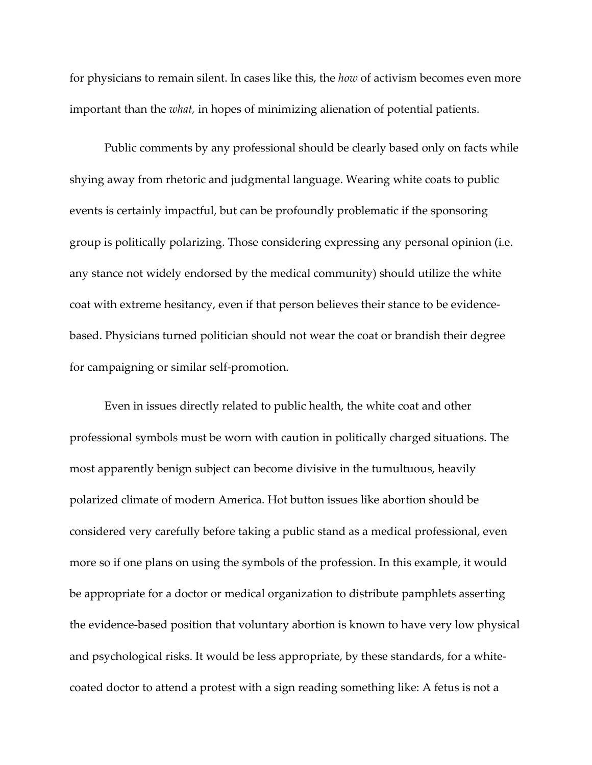for physicians to remain silent. In cases like this, the *how* of activism becomes even more important than the *what,* in hopes of minimizing alienation of potential patients.

Public comments by any professional should be clearly based only on facts while shying away from rhetoric and judgmental language. Wearing white coats to public events is certainly impactful, but can be profoundly problematic if the sponsoring group is politically polarizing. Those considering expressing any personal opinion (i.e. any stance not widely endorsed by the medical community) should utilize the white coat with extreme hesitancy, even if that person believes their stance to be evidence-based. Physicians turned politician should not wear the coat or brandish their degree for campaigning or similar self-promotion.

Even in issues directly related to public health, the white coat and other professional symbols must be worn with caution in politically charged situations. The most apparently benign subject can become divisive in the tumultuous, heavily polarized climate of modern America. Hot button issues like abortion should be considered very carefully before taking a public stand as a medical professional, even more so if one plans on using the symbols of the profession. In this example, it would be appropriate for a doctor or medical organization to distribute pamphlets asserting the evidence-based position that voluntary abortion is known to have very low physical and psychological risks. It would be less appropriate, by these standards, for a white-coated doctor to attend a protest with a sign reading something like: A fetus is not a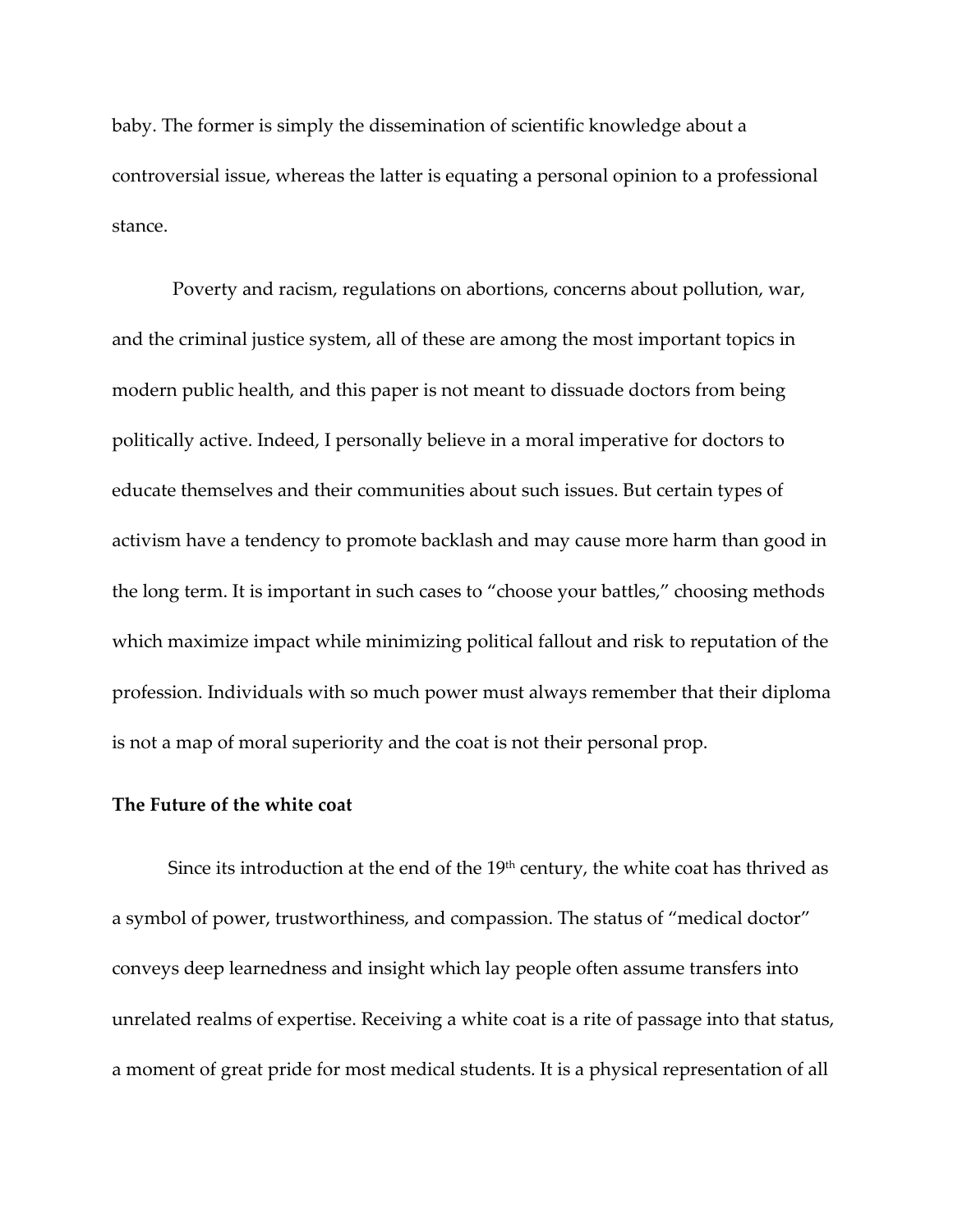baby. The former is simply the dissemination of scientific knowledge about a controversial issue, whereas the latter is equating a personal opinion to a professional stance.

Poverty and racism, regulations on abortions, concerns about pollution, war, and the criminal justice system, all of these are among the most important topics in modern public health, and this paper is not meant to dissuade doctors from being politically active. Indeed, I personally believe in a moral imperative for doctors to educate themselves and their communities about such issues. But certain types of activism have a tendency to promote backlash and may cause more harm than good in the long term. It is important in such cases to "choose your battles," choosing methods which maximize impact while minimizing political fallout and risk to reputation of the profession. Individuals with so much power must always remember that their diploma is not a map of moral superiority and the coat is not their personal prop.

**The Future of the white coat**

Since its introduction at the end of the 19th century, the white coat has thrived as a symbol of power, trustworthiness, and compassion. The status of "medical doctor" conveys deep learnedness and insight which lay people often assume transfers into unrelated realms of expertise. Receiving a white coat is a rite of passage into that status, a moment of great pride for most medical students. It is a physical representation of all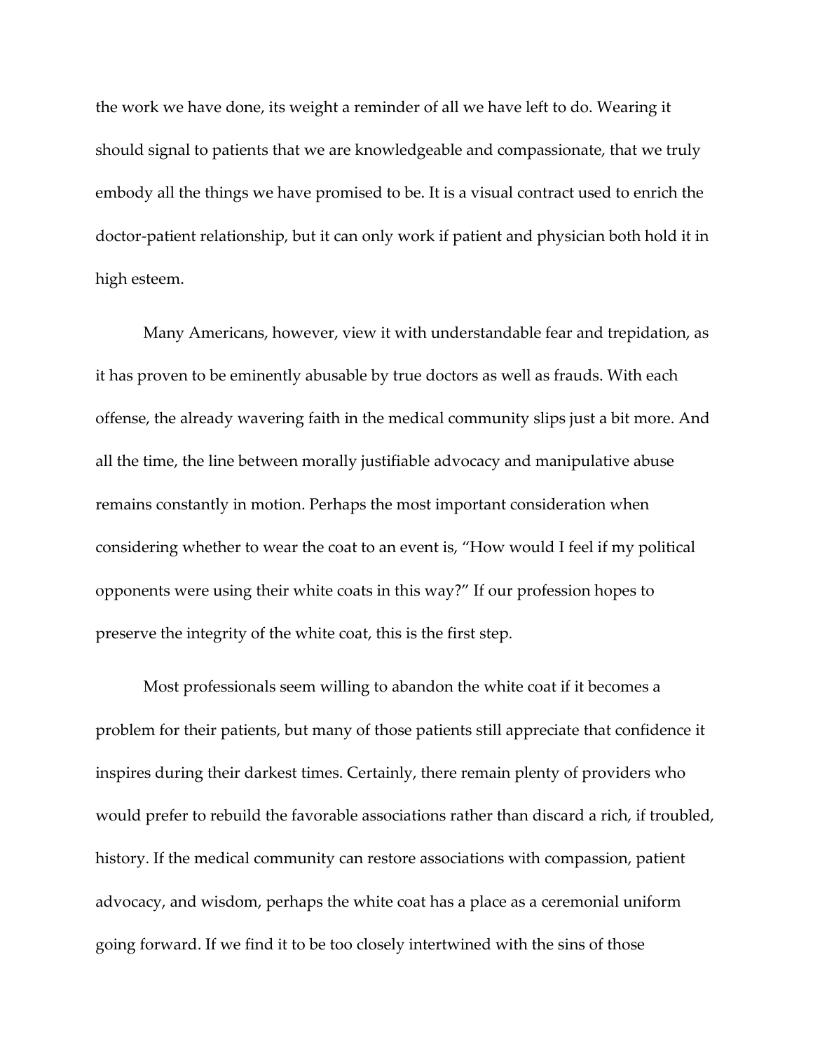the work we have done, its weight a reminder of all we have left to do. Wearing it should signal to patients that we are knowledgeable and compassionate, that we truly embody all the things we have promised to be. It is a visual contract used to enrich the doctor-patient relationship, but it can only work if patient and physician both hold it in high esteem.

Many Americans, however, view it with understandable fear and trepidation, as it has proven to be eminently abusable by true doctors as well as frauds. With each offense, the already wavering faith in the medical community slips just a bit more. And all the time, the line between morally justifiable advocacy and manipulative abuse remains constantly in motion. Perhaps the most important consideration when considering whether to wear the coat to an event is, "How would I feel if my political opponents were using their white coats in this way?" If our profession hopes to preserve the integrity of the white coat, this is the first step.

Most professionals seem willing to abandon the white coat if it becomes a problem for their patients, but many of those patients still appreciate that confidence it inspires during their darkest times. Certainly, there remain plenty of providers who would prefer to rebuild the favorable associations rather than discard a rich, if troubled, history. If the medical community can restore associations with compassion, patient advocacy, and wisdom, perhaps the white coat has a place as a ceremonial uniform going forward. If we find it to be too closely intertwined with the sins of those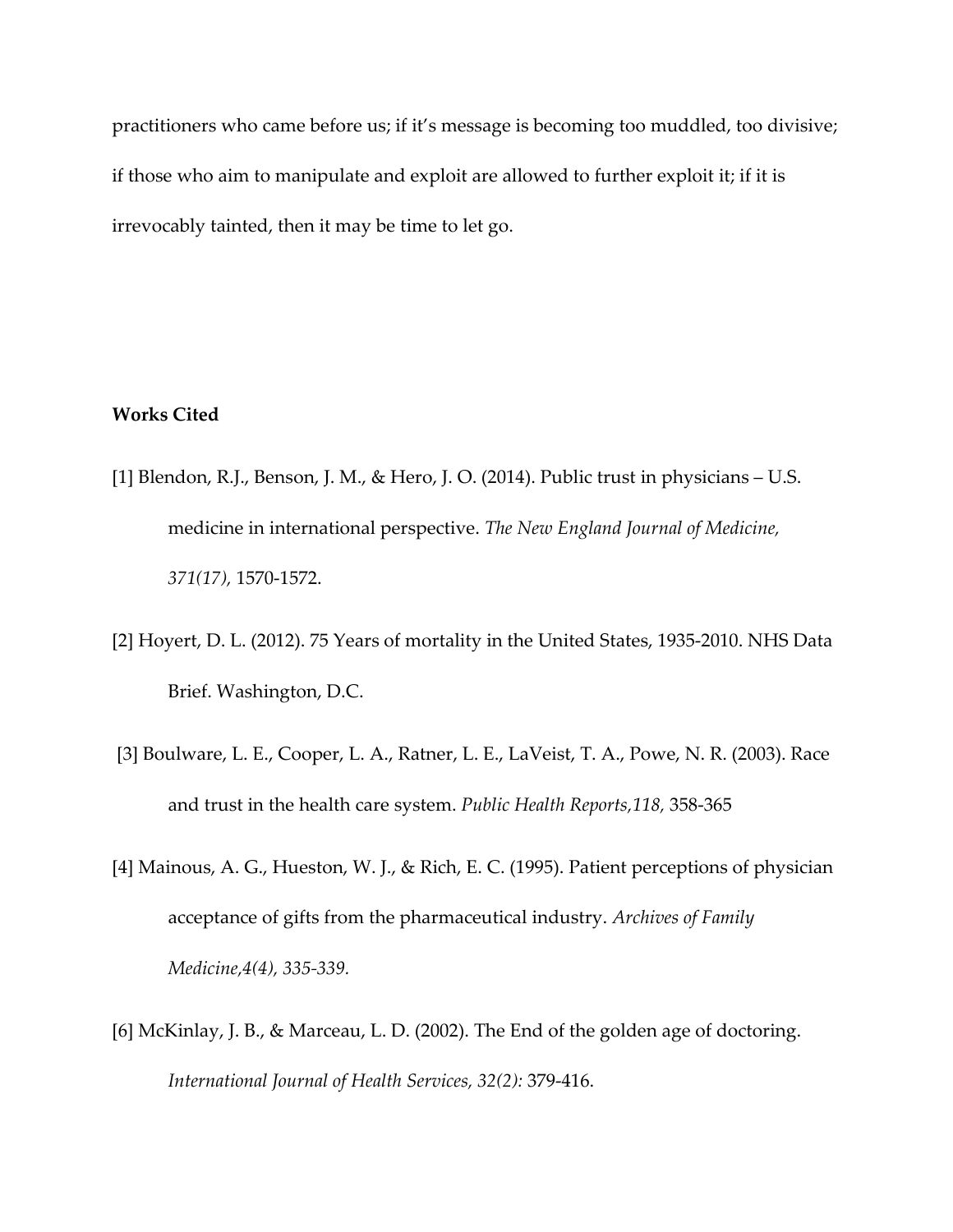practitioners who came before us; if it's message is becoming too muddled, too divisive; if those who aim to manipulate and exploit are allowed to further exploit it; if it is irrevocably tainted, then it may be time to let go.

**Works Cited**

[1] Blendon, R.J., Benson, J. M., & Hero, J. O. (2014). Public trust in physicians – U.S. medicine in international perspective. *The New England Journal of Medicine, 371(17),* 1570-1572.

[2] Hoyert, D. L. (2012). 75 Years of mortality in the United States, 1935-2010. NHS Data Brief. Washington, D.C.

[3] Boulware, L. E., Cooper, L. A., Ratner, L. E., LaVeist, T. A., Powe, N. R. (2003). Race and trust in the health care system. *Public Health Reports,118,* 358-365

[4] Mainous, A. G., Hueston, W. J., & Rich, E. C. (1995). Patient perceptions of physician acceptance of gifts from the pharmaceutical industry. *Archives of Family Medicine,4(4), 335-339.*

[6] McKinlay, J. B., & Marceau, L. D. (2002). The End of the golden age of doctoring. *International Journal of Health Services, 32(2):* 379-416.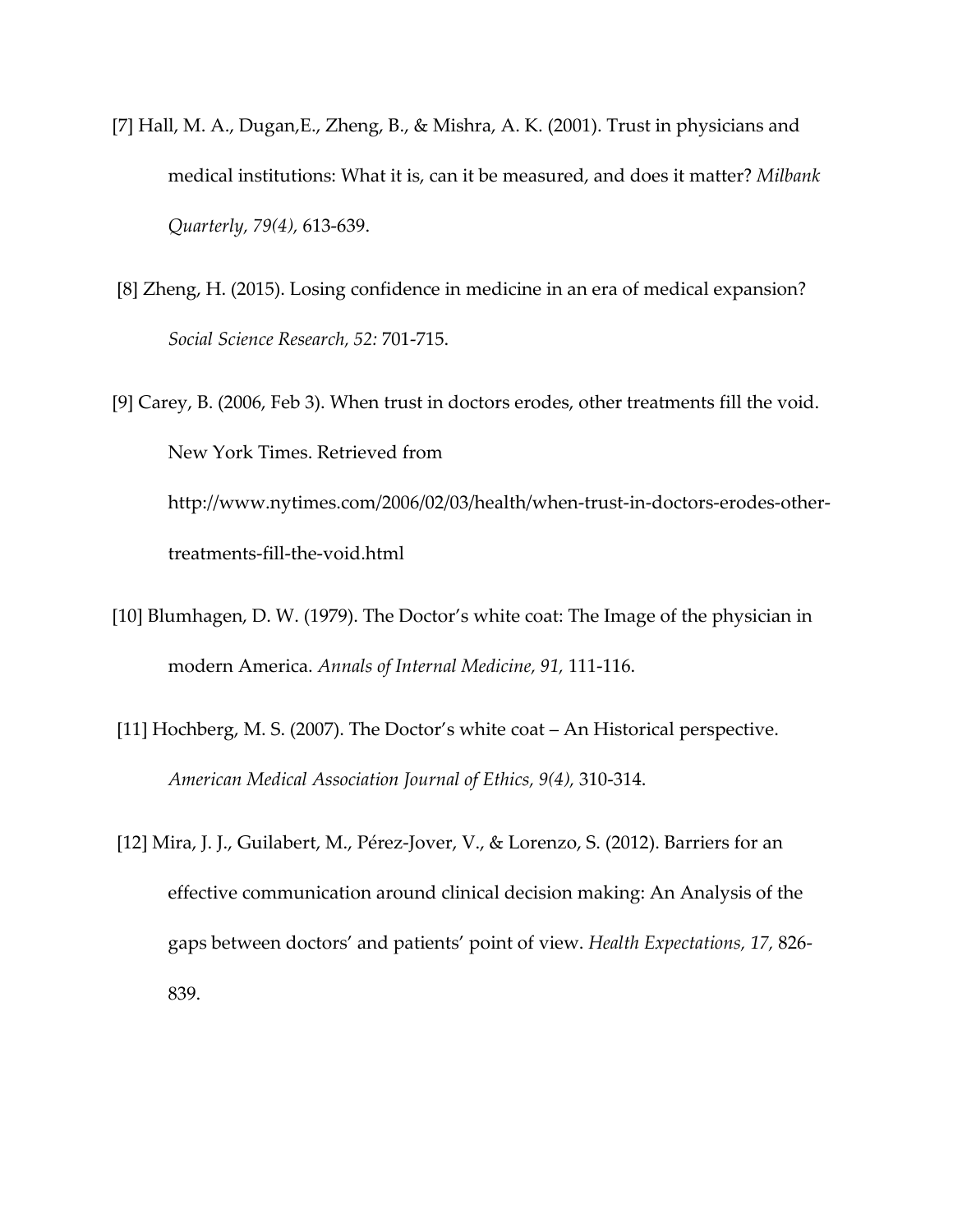[7] Hall, M. A., Dugan,E., Zheng, B., & Mishra, A. K. (2001). Trust in physicians and medical institutions: What it is, can it be measured, and does it matter? *Milbank Quarterly*, *79(4)*, 613-639.

[8] Zheng, H. (2015). Losing confidence in medicine in an era of medical expansion? *Social Science Research*, *52:* 701-715.

[9] Carey, B. (2006, Feb 3). When trust in doctors erodes, other treatments fill the void. New York Times. Retrieved from http://www.nytimes.com/2006/02/03/health/when-trust-in-doctors-erodes-other-treatments-fill-the-void.html

[10] Blumhagen, D. W. (1979). The Doctor's white coat: The Image of the physician in modern America. *Annals of Internal Medicine, 91,* 111-116.

[11] Hochberg, M. S. (2007). The Doctor's white coat – An Historical perspective. *American Medical Association Journal of Ethics*, *9(4),* 310-314.

[12] Mira, J. J., Guilabert, M., Pérez-Jover, V., & Lorenzo, S. (2012). Barriers for an effective communication around clinical decision making: An Analysis of the gaps between doctors' and patients' point of view. *Health Expectations, 17,* 826-839.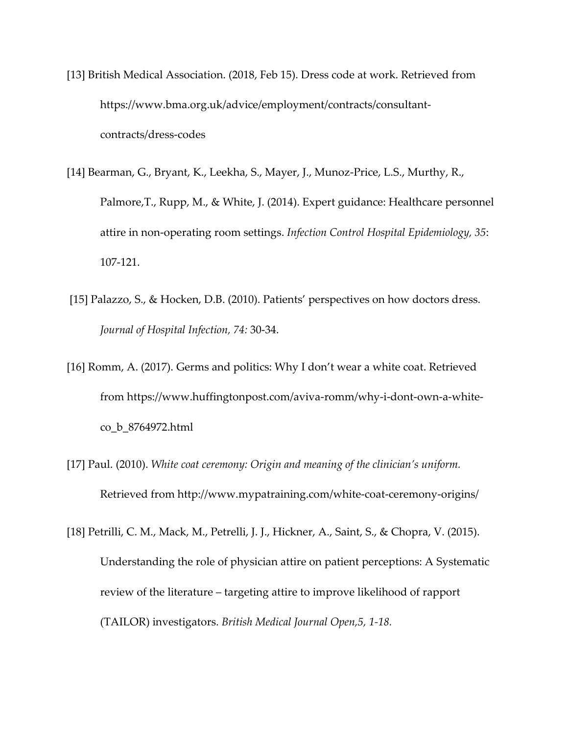[13] British Medical Association. (2018, Feb 15). Dress code at work. Retrieved from https://www.bma.org.uk/advice/employment/contracts/consultant-contracts/dress-codes

[14] Bearman, G., Bryant, K., Leekha, S., Mayer, J., Munoz-Price, L.S., Murthy, R., Palmore,T., Rupp, M., & White, J. (2014). Expert guidance: Healthcare personnel attire in non-operating room settings. *Infection Control Hospital Epidemiology, 35*: 107-121.

[15] Palazzo, S., & Hocken, D.B. (2010). Patients' perspectives on how doctors dress. *Journal of Hospital Infection, 74:* 30-34.

[16] Romm, A. (2017). Germs and politics: Why I don't wear a white coat. Retrieved from https://www.huffingtonpost.com/aviva-romm/why-i-dont-own-a-white-co_b_8764972.html

[17] Paul. (2010). *White coat ceremony: Origin and meaning of the clinician's uniform.* Retrieved from http://www.mypatraining.com/white-coat-ceremony-origins/

[18] Petrilli, C. M., Mack, M., Petrelli, J. J., Hickner, A., Saint, S., & Chopra, V. (2015). Understanding the role of physician attire on patient perceptions: A Systematic review of the literature – targeting attire to improve likelihood of rapport (TAILOR) investigators. *British Medical Journal Open,5, 1-18.*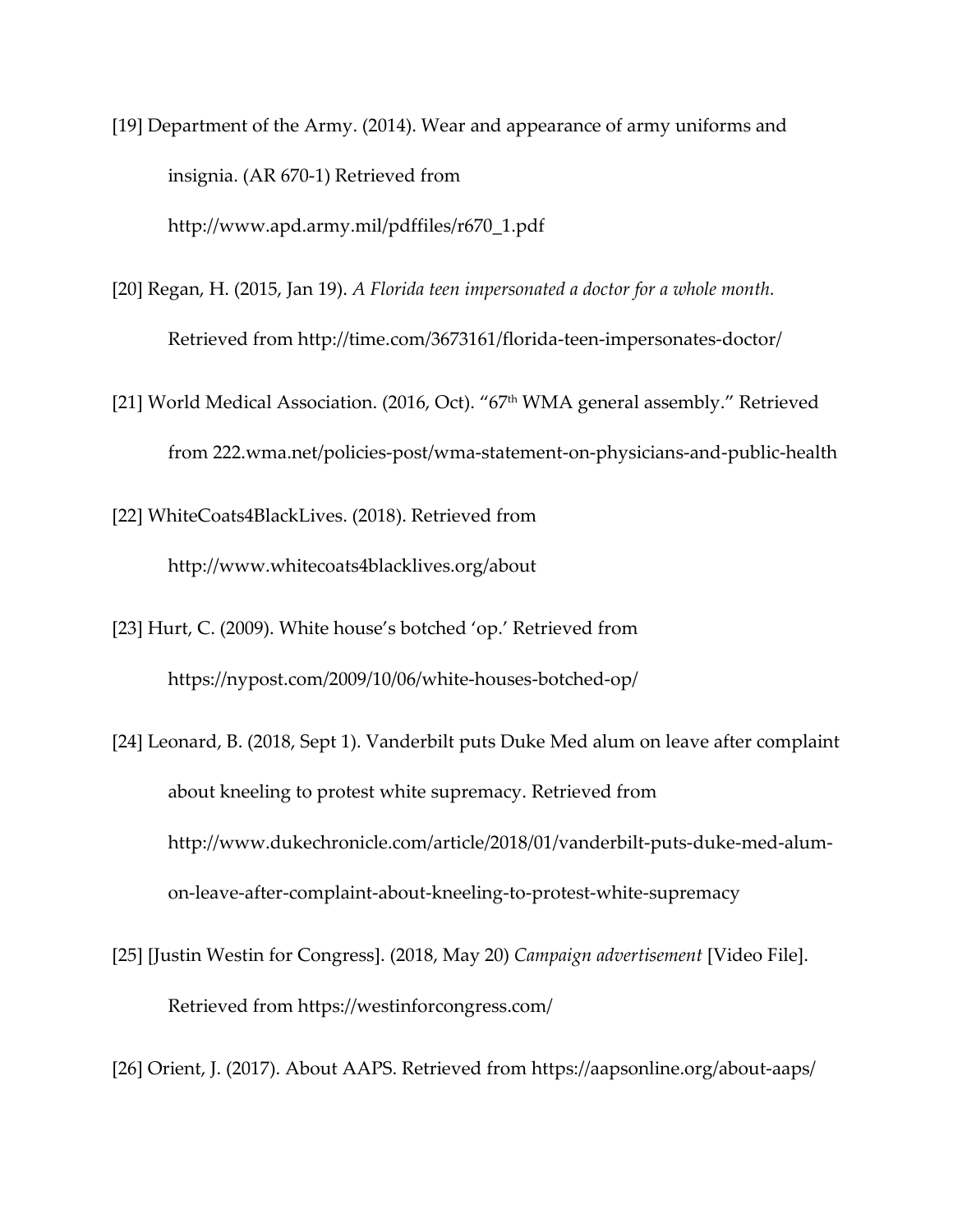[19] Department of the Army. (2014). Wear and appearance of army uniforms and insignia. (AR 670-1) Retrieved from http://www.apd.army.mil/pdffiles/r670_1.pdf

[20] Regan, H. (2015, Jan 19). *A Florida teen impersonated a doctor for a whole month.* Retrieved from http://time.com/3673161/florida-teen-impersonates-doctor/

[21] World Medical Association. (2016, Oct). "67th WMA general assembly." Retrieved from 222.wma.net/policies-post/wma-statement-on-physicians-and-public-health

[22] WhiteCoats4BlackLives. (2018). Retrieved from http://www.whitecoats4blacklives.org/about

[23] Hurt, C. (2009). White house's botched 'op.' Retrieved from https://nypost.com/2009/10/06/white-houses-botched-op/

[24] Leonard, B. (2018, Sept 1). Vanderbilt puts Duke Med alum on leave after complaint about kneeling to protest white supremacy. Retrieved from http://www.dukechronicle.com/article/2018/01/vanderbilt-puts-duke-med-alum-on-leave-after-complaint-about-kneeling-to-protest-white-supremacy

[25] [Justin Westin for Congress]. (2018, May 20) *Campaign advertisement* [Video File]. Retrieved from https://westinforcongress.com/

[26] Orient, J. (2017). About AAPS. Retrieved from https://aapsonline.org/about-aaps/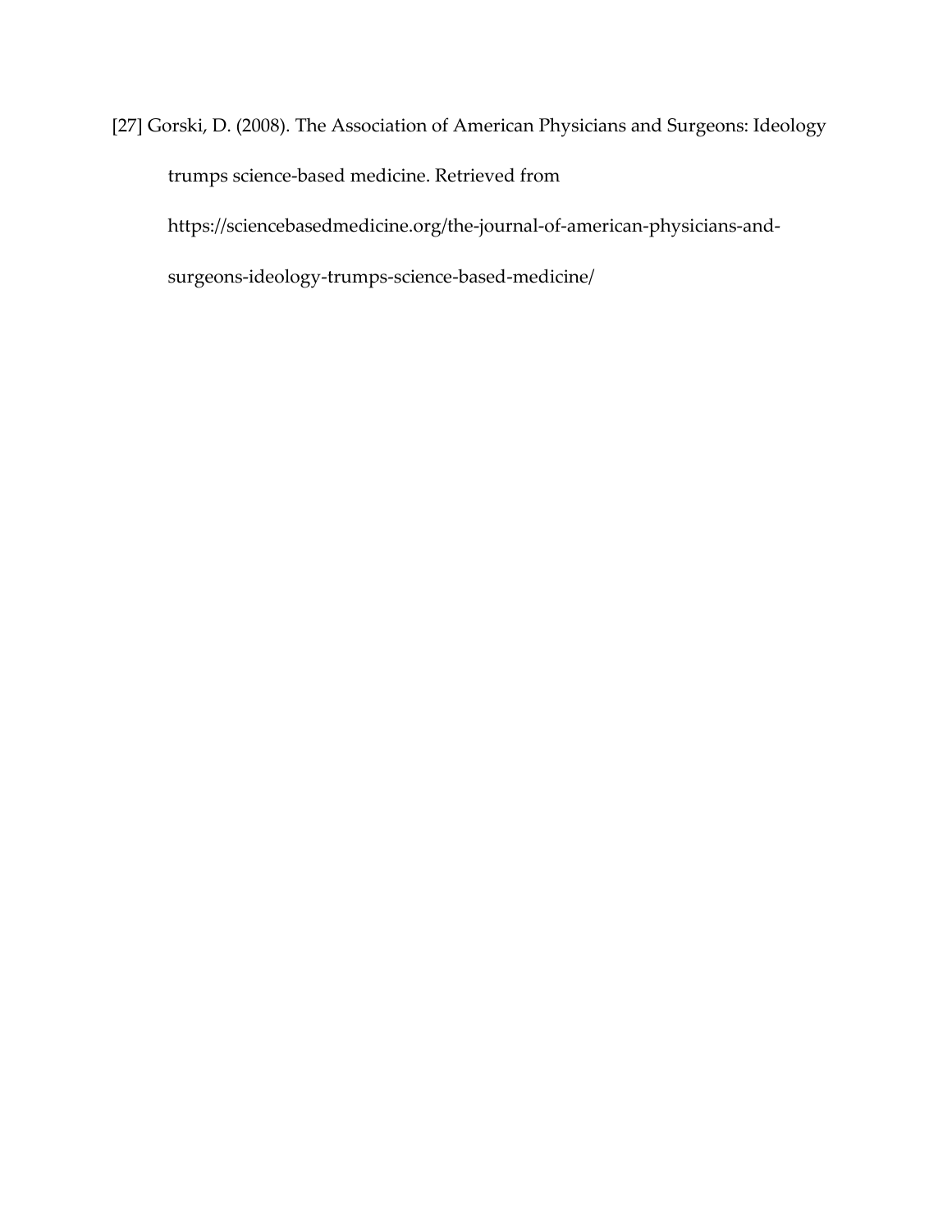[27] Gorski, D. (2008). The Association of American Physicians and Surgeons: Ideology trumps science-based medicine. Retrieved from https://sciencebasedmedicine.org/the-journal-of-american-physicians-and-surgeons-ideology-trumps-science-based-medicine/